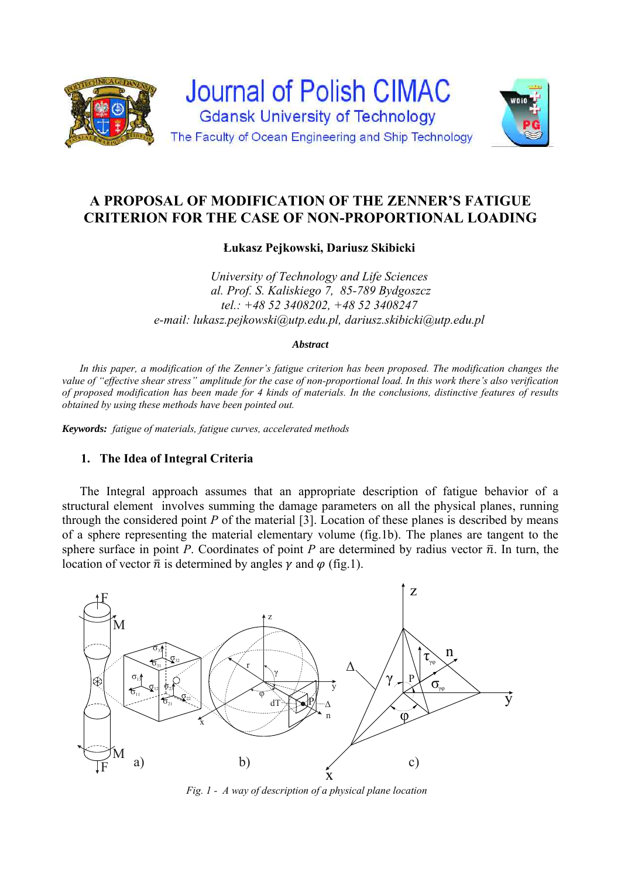# A PROPOSAL OF MODIFICATION OF THE ZENNER'S FATIGUE CRITERION FOR THE CASE OF NON-PROPORTIONAL LOADING

**Łukasz Pejkowski, Dariusz Skibicki**

*University of Technology and Life Sciences*
*al. Prof. S. Kaliskiego 7, 85-789 Bydgoszcz*
*tel.: +48 52 3408202, +48 52 3408247*
*e-mail: lukasz.pejkowski@utp.edu.pl, dariusz.skibicki@utp.edu.pl*

***Abstract***

*In this paper, a modification of the Zenner's fatigue criterion has been proposed. The modification changes the value of "effective shear stress" amplitude for the case of non-proportional load. In this work there's also verification of proposed modification has been made for 4 kinds of materials. In the conclusions, distinctive features of results obtained by using these methods have been pointed out.*

***Keywords:*** *fatigue of materials, fatigue curves, accelerated methods*

## 1. The Idea of Integral Criteria

The Integral approach assumes that an appropriate description of fatigue behavior of a structural element involves summing the damage parameters on all the physical planes, running through the considered point *P* of the material [3]. Location of these planes is described by means of a sphere representing the material elementary volume (fig.1b). The planes are tangent to the sphere surface in point *P*. Coordinates of point *P* are determined by radius vector $\bar{n}$. In turn, the location of vector $\bar{n}$ is determined by angles $\gamma$ and $\varphi$ (fig.1).

*Fig. 1 - A way of description of a physical plane location*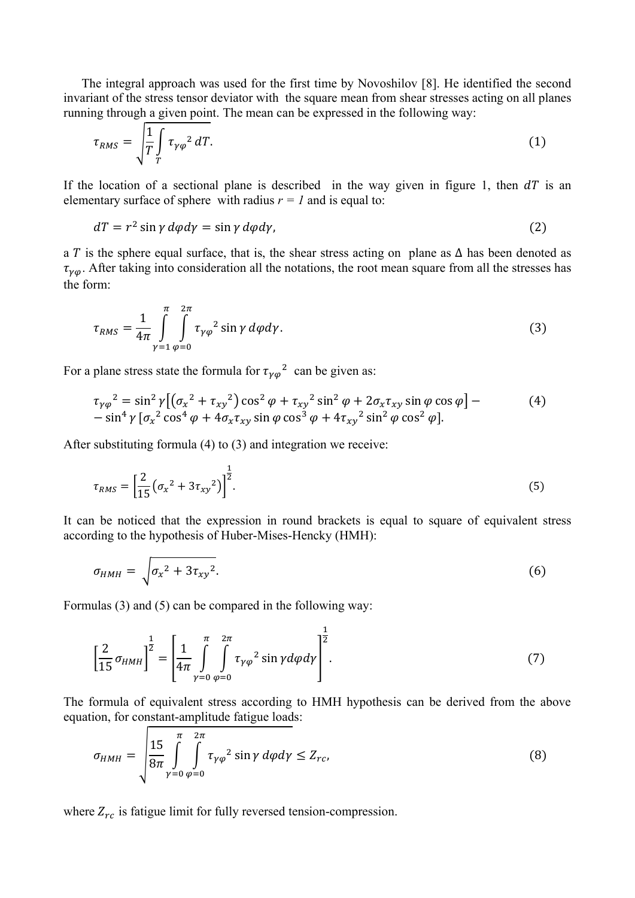The integral approach was used for the first time by Novoshilov [8]. He identified the second invariant of the stress tensor deviator with the square mean from shear stresses acting on all planes running through a given point. The mean can be expressed in the following way:

$$\tau_{RMS} = \sqrt{\frac{1}{T}\int_{T} \tau_{\gamma\varphi}{}^{2}\, dT}. \tag{1}$$

If the location of a sectional plane is described in the way given in figure 1, then $dT$ is an elementary surface of sphere with radius $r = 1$ and is equal to:

$$dT = r^2 \sin\gamma\, d\varphi d\gamma = \sin\gamma\, d\varphi d\gamma, \tag{2}$$

a $T$ is the sphere equal surface, that is, the shear stress acting on plane as Δ has been denoted as $\tau_{\gamma\varphi}$. After taking into consideration all the notations, the root mean square from all the stresses has the form:

$$\tau_{RMS} = \frac{1}{4\pi}\int_{\gamma=1}^{\pi}\int_{\varphi=0}^{2\pi} \tau_{\gamma\varphi}{}^{2} \sin\gamma\, d\varphi d\gamma. \tag{3}$$

For a plane stress state the formula for $\tau_{\gamma\varphi}{}^{2}$ can be given as:

$$\begin{aligned}\tau_{\gamma\varphi}{}^{2} = {} & \sin^2\gamma\left[\left(\sigma_x{}^2 + \tau_{xy}{}^2\right)\cos^2\varphi + \tau_{xy}{}^2\sin^2\varphi + 2\sigma_x\tau_{xy}\sin\varphi\cos\varphi\right] - \\ & - \sin^4\gamma\left[\sigma_x{}^2\cos^4\varphi + 4\sigma_x\tau_{xy}\sin\varphi\cos^3\varphi + 4\tau_{xy}{}^2\sin^2\varphi\cos^2\varphi\right].\end{aligned} \tag{4}$$

After substituting formula (4) to (3) and integration we receive:

$$\tau_{RMS} = \left[\frac{2}{15}\left(\sigma_x{}^2 + 3\tau_{xy}{}^2\right)\right]^{\frac{1}{2}}. \tag{5}$$

It can be noticed that the expression in round brackets is equal to square of equivalent stress according to the hypothesis of Huber-Mises-Hencky (HMH):

$$\sigma_{HMH} = \sqrt{\sigma_x{}^2 + 3\tau_{xy}{}^2}. \tag{6}$$

Formulas (3) and (5) can be compared in the following way:

$$\left[\frac{2}{15}\sigma_{HMH}\right]^{\frac{1}{2}} = \left[\frac{1}{4\pi}\int_{\gamma=0}^{\pi}\int_{\varphi=0}^{2\pi} \tau_{\gamma\varphi}{}^{2}\sin\gamma d\varphi d\gamma\right]^{\frac{1}{2}}. \tag{7}$$

The formula of equivalent stress according to HMH hypothesis can be derived from the above equation, for constant-amplitude fatigue loads:

$$\sigma_{HMH} = \sqrt{\frac{15}{8\pi}\int_{\gamma=0}^{\pi}\int_{\varphi=0}^{2\pi} \tau_{\gamma\varphi}{}^{2}\sin\gamma\, d\varphi d\gamma} \leq Z_{rc}, \tag{8}$$

where $Z_{rc}$ is fatigue limit for fully reversed tension-compression.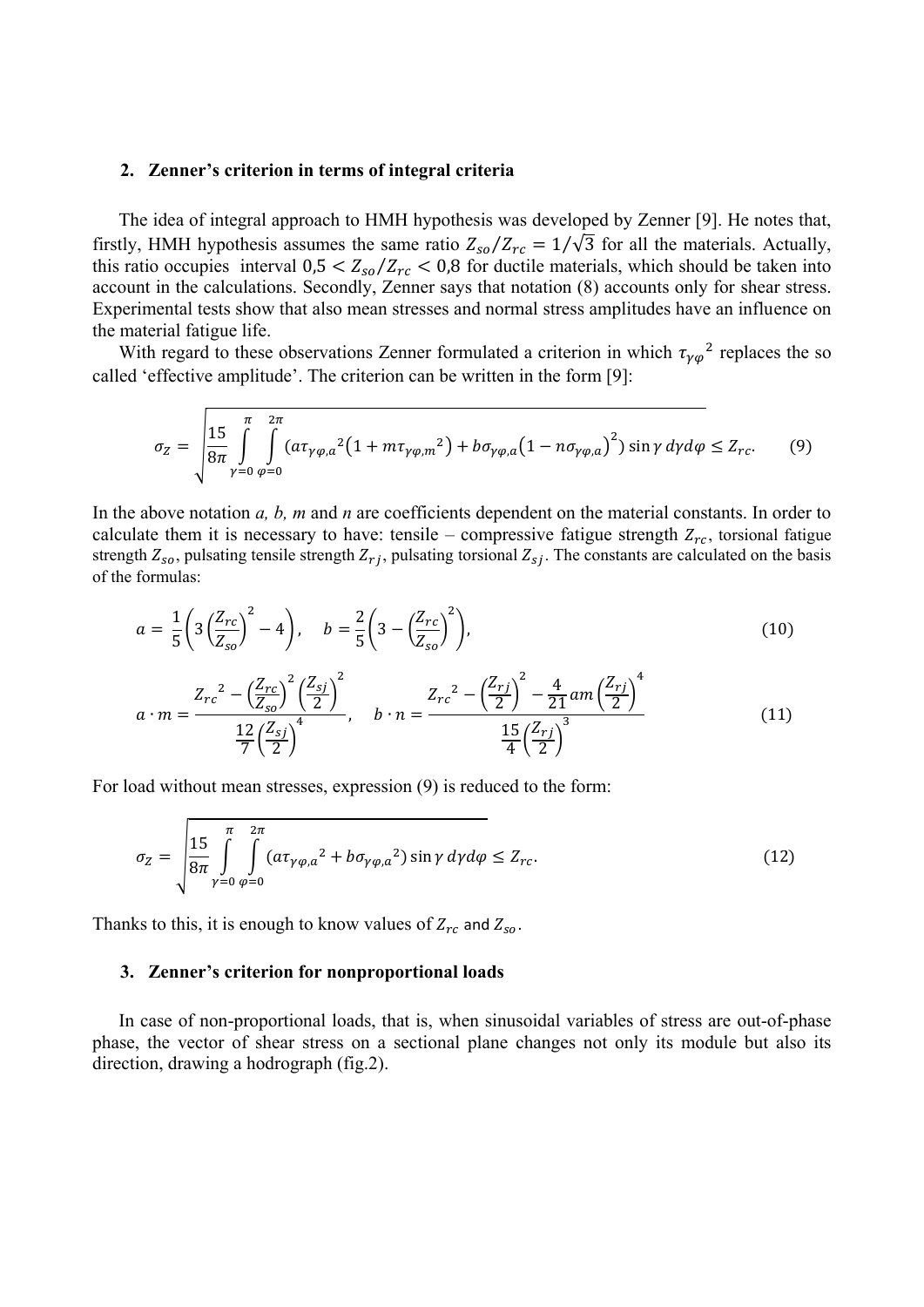## 2. Zenner's criterion in terms of integral criteria

The idea of integral approach to HMH hypothesis was developed by Zenner [9]. He notes that, firstly, HMH hypothesis assumes the same ratio $Z_{so}/Z_{rc} = 1/\sqrt{3}$ for all the materials. Actually, this ratio occupies interval $0,5 < Z_{so}/Z_{rc} < 0,8$ for ductile materials, which should be taken into account in the calculations. Secondly, Zenner says that notation (8) accounts only for shear stress. Experimental tests show that also mean stresses and normal stress amplitudes have an influence on the material fatigue life.

With regard to these observations Zenner formulated a criterion in which ${\tau_{\gamma\varphi}}^2$ replaces the so called 'effective amplitude'. The criterion can be written in the form [9]:

$$\sigma_Z = \sqrt{\frac{15}{8\pi}\int_{\gamma=0}^{\pi}\int_{\varphi=0}^{2\pi}\left(a{\tau_{\gamma\varphi,a}}^2\left(1+m{\tau_{\gamma\varphi,m}}^2\right)+b\sigma_{\gamma\varphi,a}\left(1-n\sigma_{\gamma\varphi,a}\right)^2\right)\sin\gamma\, d\gamma d\varphi} \leq Z_{rc}. \tag{9}$$

In the above notation *a, b, m* and *n* are coefficients dependent on the material constants. In order to calculate them it is necessary to have: tensile – compressive fatigue strength $Z_{rc}$, torsional fatigue strength $Z_{so}$, pulsating tensile strength $Z_{rj}$, pulsating torsional $Z_{sj}$. The constants are calculated on the basis of the formulas:

$$a = \frac{1}{5}\left(3\left(\frac{Z_{rc}}{Z_{so}}\right)^2 - 4\right), \quad b = \frac{2}{5}\left(3 - \left(\frac{Z_{rc}}{Z_{so}}\right)^2\right), \tag{10}$$

$$a\cdot m = \frac{{Z_{rc}}^2 - \left(\frac{Z_{rc}}{Z_{so}}\right)^2\left(\frac{Z_{sj}}{2}\right)^2}{\frac{12}{7}\left(\frac{Z_{sj}}{2}\right)^4}, \quad b\cdot n = \frac{{Z_{rc}}^2 - \left(\frac{Z_{rj}}{2}\right)^2 - \frac{4}{21}am\left(\frac{Z_{rj}}{2}\right)^4}{\frac{15}{4}\left(\frac{Z_{rj}}{2}\right)^3} \tag{11}$$

For load without mean stresses, expression (9) is reduced to the form:

$$\sigma_Z = \sqrt{\frac{15}{8\pi}\int_{\gamma=0}^{\pi}\int_{\varphi=0}^{2\pi}\left(a{\tau_{\gamma\varphi,a}}^2 + b{\sigma_{\gamma\varphi,a}}^2\right)\sin\gamma\, d\gamma d\varphi} \leq Z_{rc}. \tag{12}$$

Thanks to this, it is enough to know values of $Z_{rc}$ and $Z_{so}$.

## 3. Zenner's criterion for nonproportional loads

In case of non-proportional loads, that is, when sinusoidal variables of stress are out-of-phase phase, the vector of shear stress on a sectional plane changes not only its module but also its direction, drawing a hodrograph (fig.2).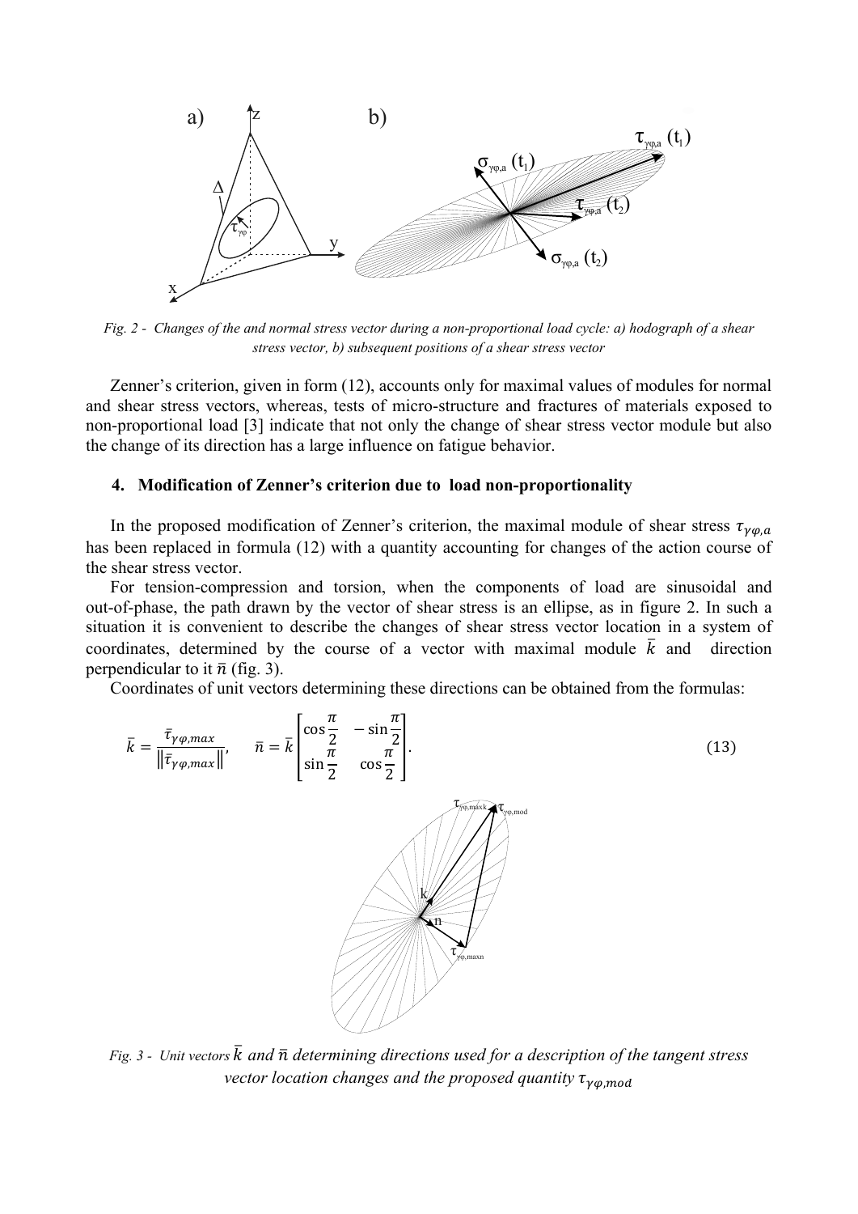*Fig. 2 - Changes of the and normal stress vector during a non-proportional load cycle: a) hodograph of a shear stress vector, b) subsequent positions of a shear stress vector*

Zenner's criterion, given in form (12), accounts only for maximal values of modules for normal and shear stress vectors, whereas, tests of micro-structure and fractures of materials exposed to non-proportional load [3] indicate that not only the change of shear stress vector module but also the change of its direction has a large influence on fatigue behavior.

## 4. Modification of Zenner's criterion due to load non-proportionality

In the proposed modification of Zenner's criterion, the maximal module of shear stress $\tau_{\gamma\varphi,a}$ has been replaced in formula (12) with a quantity accounting for changes of the action course of the shear stress vector.

For tension-compression and torsion, when the components of load are sinusoidal and out-of-phase, the path drawn by the vector of shear stress is an ellipse, as in figure 2. In such a situation it is convenient to describe the changes of shear stress vector location in a system of coordinates, determined by the course of a vector with maximal module $\bar{k}$ and direction perpendicular to it $\bar{n}$ (fig. 3).

Coordinates of unit vectors determining these directions can be obtained from the formulas:

$$\bar{k} = \frac{\bar{\tau}_{\gamma\varphi,max}}{\|\bar{\tau}_{\gamma\varphi,max}\|}, \qquad \bar{n} = \bar{k}\begin{bmatrix} \cos\frac{\pi}{2} & -\sin\frac{\pi}{2} \\ \sin\frac{\pi}{2} & \cos\frac{\pi}{2} \end{bmatrix}. \tag{13}$$

*Fig. 3 - Unit vectors $\bar{k}$ and $\bar{n}$ determining directions used for a description of the tangent stress vector location changes and the proposed quantity $\tau_{\gamma\varphi,mod}$*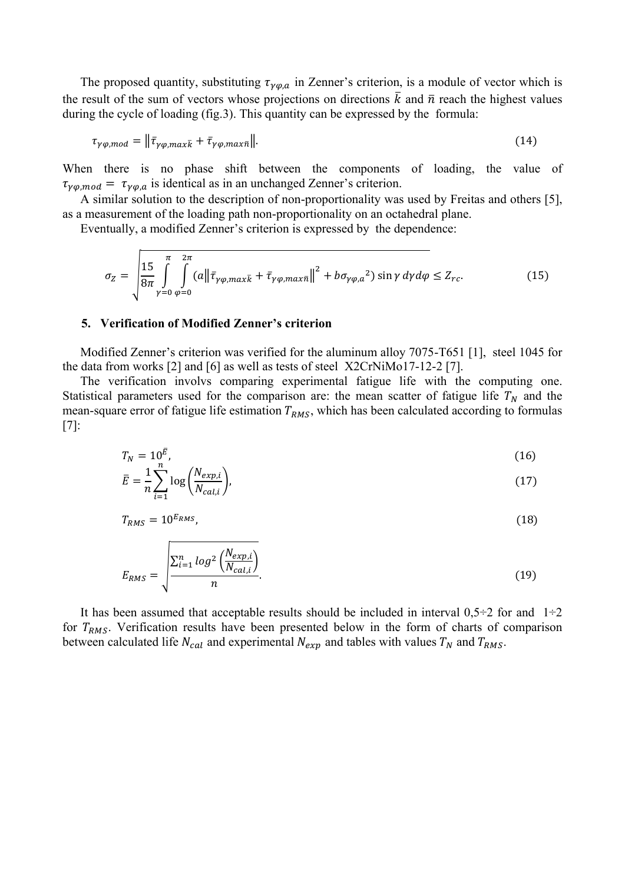The proposed quantity, substituting $\tau_{\gamma\varphi,a}$ in Zenner's criterion, is a module of vector which is the result of the sum of vectors whose projections on directions $\bar{k}$ and $\bar{n}$ reach the highest values during the cycle of loading (fig.3). This quantity can be expressed by the formula:

$$\tau_{\gamma\varphi,mod} = \left\| \bar{\tau}_{\gamma\varphi,max\bar{k}} + \bar{\tau}_{\gamma\varphi,max\bar{n}} \right\|. \tag{14}$$

When there is no phase shift between the components of loading, the value of $\tau_{\gamma\varphi,mod} = \tau_{\gamma\varphi,a}$ is identical as in an unchanged Zenner's criterion.

A similar solution to the description of non-proportionality was used by Freitas and others [5], as a measurement of the loading path non-proportionality on an octahedral plane.

Eventually, a modified Zenner's criterion is expressed by the dependence:

$$\sigma_Z = \sqrt{\frac{15}{8\pi} \int_{\gamma=0}^{\pi} \int_{\varphi=0}^{2\pi} \left( a \left\| \bar{\tau}_{\gamma\varphi,max\bar{k}} + \bar{\tau}_{\gamma\varphi,max\bar{n}} \right\|^2 + b {\sigma_{\gamma\varphi,a}}^2 \right) \sin\gamma \, d\gamma d\varphi} \leq Z_{rc}. \tag{15}$$

## 5. Verification of Modified Zenner's criterion

Modified Zenner's criterion was verified for the aluminum alloy 7075-T651 [1], steel 1045 for the data from works [2] and [6] as well as tests of steel X2CrNiMo17-12-2 [7].

The verification involvs comparing experimental fatigue life with the computing one. Statistical parameters used for the comparison are: the mean scatter of fatigue life $T_N$ and the mean-square error of fatigue life estimation $T_{RMS}$, which has been calculated according to formulas [7]:

$$T_N = 10^{\bar{E}}, \tag{16}$$

$$\bar{E} = \frac{1}{n} \sum_{i=1}^{n} \log\left( \frac{N_{exp,i}}{N_{cal,i}} \right), \tag{17}$$

$$T_{RMS} = 10^{E_{RMS}}, \tag{18}$$

$$E_{RMS} = \sqrt{\frac{\sum_{i=1}^{n} log^2 \left( \frac{N_{exp,i}}{N_{cal,i}} \right)}{n}}. \tag{19}$$

It has been assumed that acceptable results should be included in interval 0,5÷2 for and 1÷2 for $T_{RMS}$. Verification results have been presented below in the form of charts of comparison between calculated life $N_{cal}$ and experimental $N_{exp}$ and tables with values $T_N$ and $T_{RMS}$.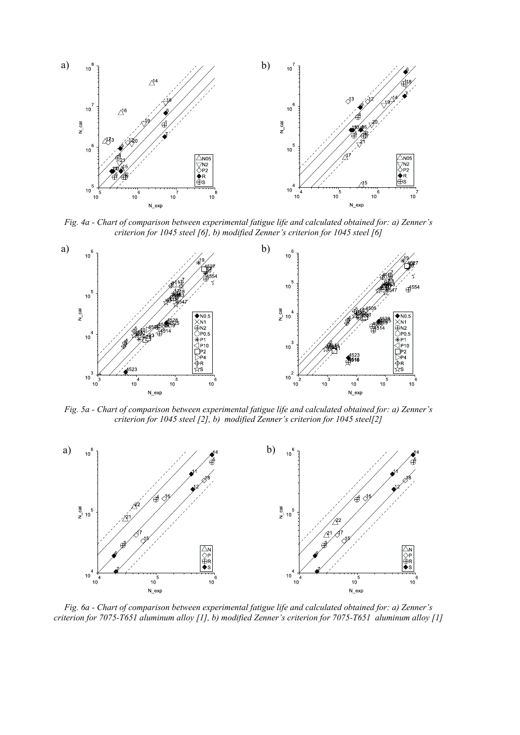*Fig. 4a - Chart of comparison between experimental fatigue life and calculated obtained for: a) Zenner's criterion for 1045 steel [6], b) modified Zenner's criterion for 1045 steel [6]*

*Fig. 5a - Chart of comparison between experimental fatigue life and calculated obtained for: a) Zenner's criterion for 1045 steel [2], b) modified Zenner's criterion for 1045 steel[2]*

*Fig. 6a - Chart of comparison between experimental fatigue life and calculated obtained for: a) Zenner's criterion for 7075-T651 aluminum alloy [1], b) modified Zenner's criterion for 7075-T651 aluminum alloy [1]*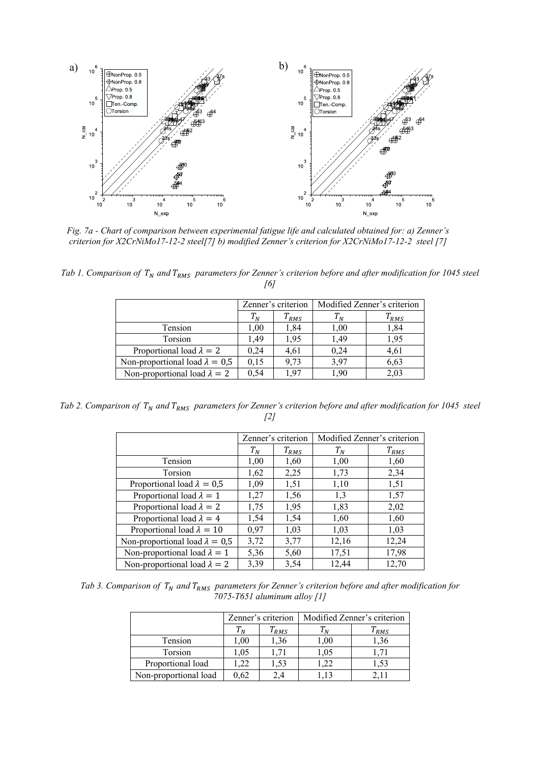*Fig. 7a - Chart of comparison between experimental fatigue life and calculated obtained for: a) Zenner's criterion for X2CrNiMo17-12-2 steel[7] b) modified Zenner's criterion for X2CrNiMo17-12-2 steel [7]*

*Tab 1. Comparison of $T_N$ and $T_{RMS}$ parameters for Zenner's criterion before and after modification for 1045 steel [6]*

| | Zenner's criterion | | Modified Zenner's criterion | |
|---|---|---|---|---|
| | $T_N$ | $T_{RMS}$ | $T_N$ | $T_{RMS}$ |
| Tension | 1,00 | 1,84 | 1,00 | 1,84 |
| Torsion | 1,49 | 1,95 | 1,49 | 1,95 |
| Proportional load $\lambda = 2$ | 0,24 | 4,61 | 0,24 | 4,61 |
| Non-proportional load $\lambda = 0{,}5$ | 0,15 | 9,73 | 3,97 | 6,63 |
| Non-proportional load $\lambda = 2$ | 0,54 | 1,97 | 1,90 | 2,03 |

*Tab 2. Comparison of $T_N$ and $T_{RMS}$ parameters for Zenner's criterion before and after modification for 1045 steel [2]*

| | Zenner's criterion | | Modified Zenner's criterion | |
|---|---|---|---|---|
| | $T_N$ | $T_{RMS}$ | $T_N$ | $T_{RMS}$ |
| Tension | 1,00 | 1,60 | 1,00 | 1,60 |
| Torsion | 1,62 | 2,25 | 1,73 | 2,34 |
| Proportional load $\lambda = 0{,}5$ | 1,09 | 1,51 | 1,10 | 1,51 |
| Proportional load $\lambda = 1$ | 1,27 | 1,56 | 1,3 | 1,57 |
| Proportional load $\lambda = 2$ | 1,75 | 1,95 | 1,83 | 2,02 |
| Proportional load $\lambda = 4$ | 1,54 | 1,54 | 1,60 | 1,60 |
| Proportional load $\lambda = 10$ | 0,97 | 1,03 | 1,03 | 1,03 |
| Non-proportional load $\lambda = 0{,}5$ | 3,72 | 3,77 | 12,16 | 12,24 |
| Non-proportional load $\lambda = 1$ | 5,36 | 5,60 | 17,51 | 17,98 |
| Non-proportional load $\lambda = 2$ | 3,39 | 3,54 | 12,44 | 12,70 |

*Tab 3. Comparison of $T_N$ and $T_{RMS}$ parameters for Zenner's criterion before and after modification for 7075-T651 aluminum alloy [1]*

| | Zenner's criterion | | Modified Zenner's criterion | |
|---|---|---|---|---|
| | $T_N$ | $T_{RMS}$ | $T_N$ | $T_{RMS}$ |
| Tension | 1,00 | 1,36 | 1,00 | 1,36 |
| Torsion | 1,05 | 1,71 | 1,05 | 1,71 |
| Proportional load | 1,22 | 1,53 | 1,22 | 1,53 |
| Non-proportional load | 0,62 | 2,4 | 1,13 | 2,11 |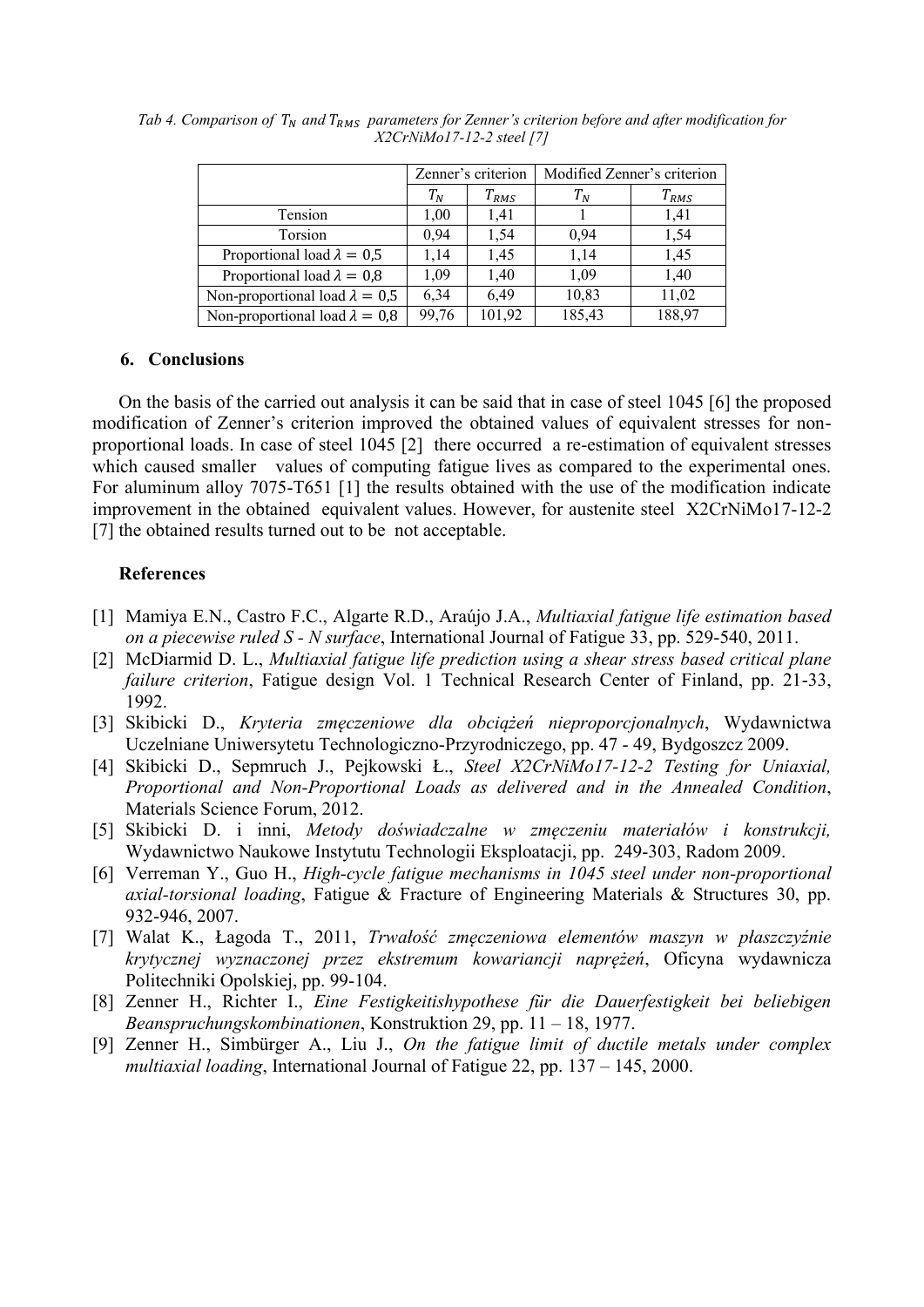*Tab 4. Comparison of $T_N$ and $T_{RMS}$ parameters for Zenner's criterion before and after modification for X2CrNiMo17-12-2 steel [7]*

| | Zenner's criterion | | Modified Zenner's criterion | |
|---|---|---|---|---|
| | $T_N$ | $T_{RMS}$ | $T_N$ | $T_{RMS}$ |
| Tension | 1,00 | 1,41 | 1 | 1,41 |
| Torsion | 0,94 | 1,54 | 0,94 | 1,54 |
| Proportional load $\lambda = 0{,}5$ | 1,14 | 1,45 | 1,14 | 1,45 |
| Proportional load $\lambda = 0{,}8$ | 1,09 | 1,40 | 1,09 | 1,40 |
| Non-proportional load $\lambda = 0{,}5$ | 6,34 | 6,49 | 10,83 | 11,02 |
| Non-proportional load $\lambda = 0{,}8$ | 99,76 | 101,92 | 185,43 | 188,97 |

## 6. Conclusions

On the basis of the carried out analysis it can be said that in case of steel 1045 [6] the proposed modification of Zenner's criterion improved the obtained values of equivalent stresses for non-proportional loads. In case of steel 1045 [2] there occurred a re-estimation of equivalent stresses which caused smaller values of computing fatigue lives as compared to the experimental ones. For aluminum alloy 7075-T651 [1] the results obtained with the use of the modification indicate improvement in the obtained equivalent values. However, for austenite steel X2CrNiMo17-12-2 [7] the obtained results turned out to be not acceptable.

## References

[1] Mamiya E.N., Castro F.C., Algarte R.D., Araújo J.A., *Multiaxial fatigue life estimation based on a piecewise ruled S - N surface*, International Journal of Fatigue 33, pp. 529-540, 2011.

[2] McDiarmid D. L., *Multiaxial fatigue life prediction using a shear stress based critical plane failure criterion*, Fatigue design Vol. 1 Technical Research Center of Finland, pp. 21-33, 1992.

[3] Skibicki D., *Kryteria zmęczeniowe dla obciążeń nieproporcjonalnych*, Wydawnictwa Uczelniane Uniwersytetu Technologiczno-Przyrodniczego, pp. 47 - 49, Bydgoszcz 2009.

[4] Skibicki D., Sepmruch J., Pejkowski Ł., *Steel X2CrNiMo17-12-2 Testing for Uniaxial, Proportional and Non-Proportional Loads as delivered and in the Annealed Condition*, Materials Science Forum, 2012.

[5] Skibicki D. i inni, *Metody doświadczalne w zmęczeniu materiałów i konstrukcji,* Wydawnictwo Naukowe Instytutu Technologii Eksploatacji, pp. 249-303, Radom 2009.

[6] Verreman Y., Guo H., *High-cycle fatigue mechanisms in 1045 steel under non-proportional axial-torsional loading*, Fatigue & Fracture of Engineering Materials & Structures 30, pp. 932-946, 2007.

[7] Walat K., Łagoda T., 2011, *Trwałość zmęczeniowa elementów maszyn w płaszczyźnie krytycznej wyznaczonej przez ekstremum kowariancji naprężeń*, Oficyna wydawnicza Politechniki Opolskiej, pp. 99-104.

[8] Zenner H., Richter I., *Eine Festigkeitishypothese für die Dauerfestigkeit bei beliebigen Beanspruchungskombinationen*, Konstruktion 29, pp. 11 – 18, 1977.

[9] Zenner H., Simbürger A., Liu J., *On the fatigue limit of ductile metals under complex multiaxial loading*, International Journal of Fatigue 22, pp. 137 – 145, 2000.